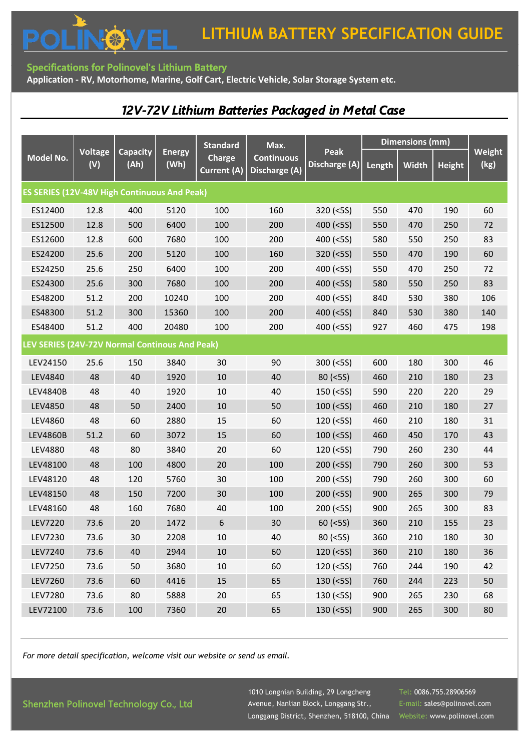# POLINOVEL LITHIUM BATTERY SPECIFICATION GUIDE

**Specifications for Polinovel's Lithium Battery**

**Application - RV, Motorhome, Marine, Golf Cart, Electric Vehicle, Solar Storage System etc.**

## *12V-72V Lithium Batteries Packaged in Metal Case*

| Model No. | Voltage (V) | Capacity (Ah) | Energy (Wh) | Standard Charge Current (A) | Max. Continuous Discharge (A) | Peak Discharge (A) | Dimensions (mm) | | | Weight (kg) |
|---|---|---|---|---|---|---|---|---|---|---|
| | | | | | | | Length | Width | Height | |
| **ES SERIES (12V-48V High Continuous And Peak)** | | | | | | | | | | |
| ES12400 | 12.8 | 400 | 5120 | 100 | 160 | 320 (<5S) | 550 | 470 | 190 | 60 |
| ES12500 | 12.8 | 500 | 6400 | 100 | 200 | 400 (<5S) | 550 | 470 | 250 | 72 |
| ES12600 | 12.8 | 600 | 7680 | 100 | 200 | 400 (<5S) | 580 | 550 | 250 | 83 |
| ES24200 | 25.6 | 200 | 5120 | 100 | 160 | 320 (<5S) | 550 | 470 | 190 | 60 |
| ES24250 | 25.6 | 250 | 6400 | 100 | 200 | 400 (<5S) | 550 | 470 | 250 | 72 |
| ES24300 | 25.6 | 300 | 7680 | 100 | 200 | 400 (<5S) | 580 | 550 | 250 | 83 |
| ES48200 | 51.2 | 200 | 10240 | 100 | 200 | 400 (<5S) | 840 | 530 | 380 | 106 |
| ES48300 | 51.2 | 300 | 15360 | 100 | 200 | 400 (<5S) | 840 | 530 | 380 | 140 |
| ES48400 | 51.2 | 400 | 20480 | 100 | 200 | 400 (<5S) | 927 | 460 | 475 | 198 |
| **LEV SERIES (24V-72V Normal Continous And Peak)** | | | | | | | | | | |
| LEV24150 | 25.6 | 150 | 3840 | 30 | 90 | 300 (<5S) | 600 | 180 | 300 | 46 |
| LEV4840 | 48 | 40 | 1920 | 10 | 40 | 80 (<5S) | 460 | 210 | 180 | 23 |
| LEV4840B | 48 | 40 | 1920 | 10 | 40 | 150 (<5S) | 590 | 220 | 220 | 29 |
| LEV4850 | 48 | 50 | 2400 | 10 | 50 | 100 (<5S) | 460 | 210 | 180 | 27 |
| LEV4860 | 48 | 60 | 2880 | 15 | 60 | 120 (<5S) | 460 | 210 | 180 | 31 |
| LEV4860B | 51.2 | 60 | 3072 | 15 | 60 | 100 (<5S) | 460 | 450 | 170 | 43 |
| LEV4880 | 48 | 80 | 3840 | 20 | 60 | 120 (<5S) | 790 | 260 | 230 | 44 |
| LEV48100 | 48 | 100 | 4800 | 20 | 100 | 200 (<5S) | 790 | 260 | 300 | 53 |
| LEV48120 | 48 | 120 | 5760 | 30 | 100 | 200 (<5S) | 790 | 260 | 300 | 60 |
| LEV48150 | 48 | 150 | 7200 | 30 | 100 | 200 (<5S) | 900 | 265 | 300 | 79 |
| LEV48160 | 48 | 160 | 7680 | 40 | 100 | 200 (<5S) | 900 | 265 | 300 | 83 |
| LEV7220 | 73.6 | 20 | 1472 | 6 | 30 | 60 (<5S) | 360 | 210 | 155 | 23 |
| LEV7230 | 73.6 | 30 | 2208 | 10 | 40 | 80 (<5S) | 360 | 210 | 180 | 30 |
| LEV7240 | 73.6 | 40 | 2944 | 10 | 60 | 120 (<5S) | 360 | 210 | 180 | 36 |
| LEV7250 | 73.6 | 50 | 3680 | 10 | 60 | 120 (<5S) | 760 | 244 | 190 | 42 |
| LEV7260 | 73.6 | 60 | 4416 | 15 | 65 | 130 (<5S) | 760 | 244 | 223 | 50 |
| LEV7280 | 73.6 | 80 | 5888 | 20 | 65 | 130 (<5S) | 900 | 265 | 230 | 68 |
| LEV72100 | 73.6 | 100 | 7360 | 20 | 65 | 130 (<5S) | 900 | 265 | 300 | 80 |

*For more detail specification, welcome visit our website or send us email.*

Shenzhen Polinovel Technology Co., Ltd

1010 Longnian Building, 29 Longcheng Avenue, Nanlian Block, Longgang Str., Longgang District, Shenzhen, 518100, China

Tel: 0086.755.28906569
E-mail: sales@polinovel.com
Website: www.polinovel.com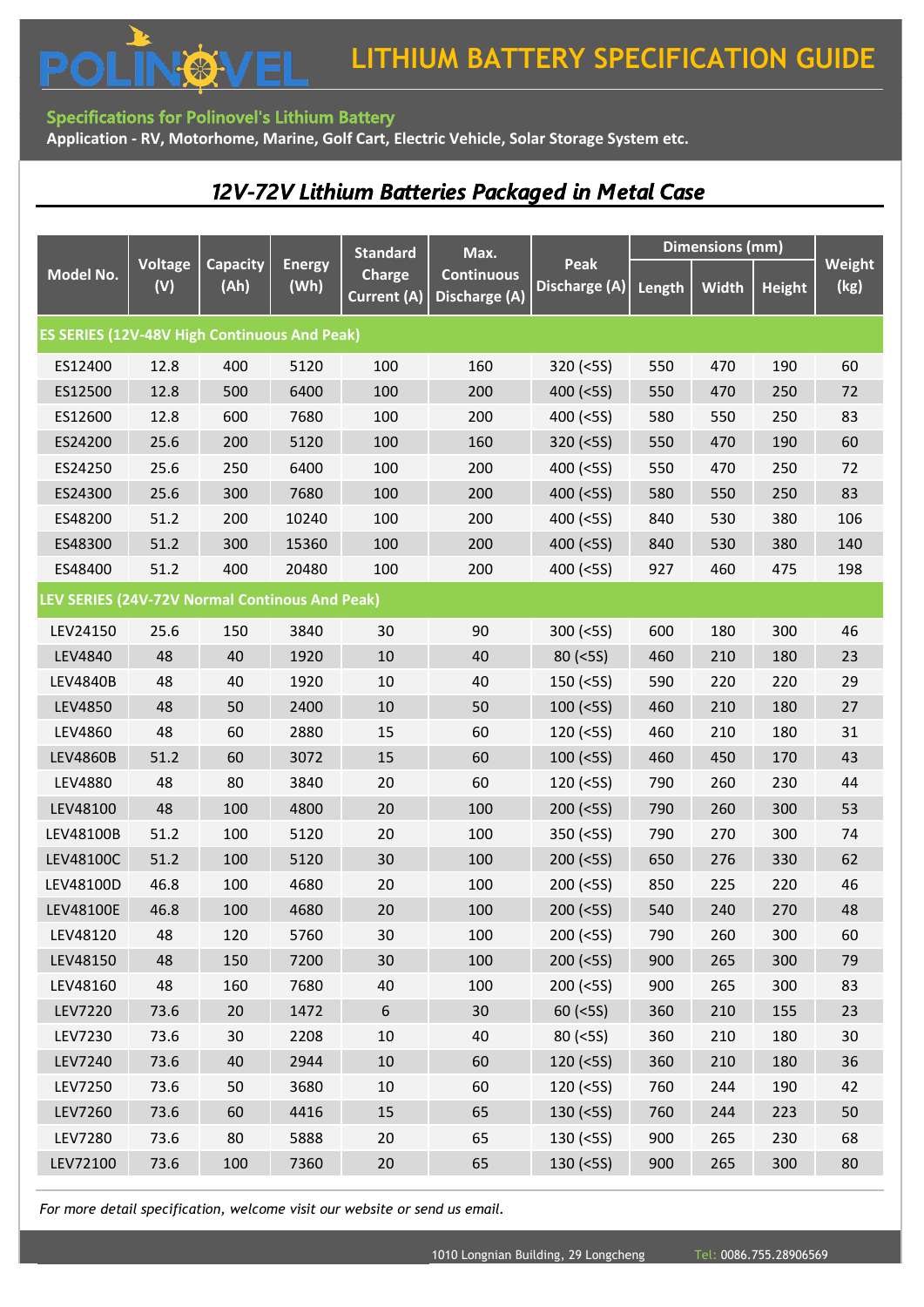# LITHIUM BATTERY SPECIFICATION GUIDE

**Specifications for Polinovel's Lithium Battery**

**Application - RV, Motorhome, Marine, Golf Cart, Electric Vehicle, Solar Storage System etc.**

## *12V-72V Lithium Batteries Packaged in Metal Case*

| Model No. | Voltage (V) | Capacity (Ah) | Energy (Wh) | Standard Charge Current (A) | Max. Continuous Discharge (A) | Peak Discharge (A) | Dimensions (mm) | | | Weight (kg) |
|---|---|---|---|---|---|---|---|---|---|---|
| | | | | | | | Length | Width | Height | |
| **ES SERIES (12V-48V High Continuous And Peak)** | | | | | | | | | | |
| ES12400 | 12.8 | 400 | 5120 | 100 | 160 | 320 (<5S) | 550 | 470 | 190 | 60 |
| ES12500 | 12.8 | 500 | 6400 | 100 | 200 | 400 (<5S) | 550 | 470 | 250 | 72 |
| ES12600 | 12.8 | 600 | 7680 | 100 | 200 | 400 (<5S) | 580 | 550 | 250 | 83 |
| ES24200 | 25.6 | 200 | 5120 | 100 | 160 | 320 (<5S) | 550 | 470 | 190 | 60 |
| ES24250 | 25.6 | 250 | 6400 | 100 | 200 | 400 (<5S) | 550 | 470 | 250 | 72 |
| ES24300 | 25.6 | 300 | 7680 | 100 | 200 | 400 (<5S) | 580 | 550 | 250 | 83 |
| ES48200 | 51.2 | 200 | 10240 | 100 | 200 | 400 (<5S) | 840 | 530 | 380 | 106 |
| ES48300 | 51.2 | 300 | 15360 | 100 | 200 | 400 (<5S) | 840 | 530 | 380 | 140 |
| ES48400 | 51.2 | 400 | 20480 | 100 | 200 | 400 (<5S) | 927 | 460 | 475 | 198 |
| **LEV SERIES (24V-72V Normal Continous And Peak)** | | | | | | | | | | |
| LEV24150 | 25.6 | 150 | 3840 | 30 | 90 | 300 (<5S) | 600 | 180 | 300 | 46 |
| LEV4840 | 48 | 40 | 1920 | 10 | 40 | 80 (<5S) | 460 | 210 | 180 | 23 |
| LEV4840B | 48 | 40 | 1920 | 10 | 40 | 150 (<5S) | 590 | 220 | 220 | 29 |
| LEV4850 | 48 | 50 | 2400 | 10 | 50 | 100 (<5S) | 460 | 210 | 180 | 27 |
| LEV4860 | 48 | 60 | 2880 | 15 | 60 | 120 (<5S) | 460 | 210 | 180 | 31 |
| LEV4860B | 51.2 | 60 | 3072 | 15 | 60 | 100 (<5S) | 460 | 450 | 170 | 43 |
| LEV4880 | 48 | 80 | 3840 | 20 | 60 | 120 (<5S) | 790 | 260 | 230 | 44 |
| LEV48100 | 48 | 100 | 4800 | 20 | 100 | 200 (<5S) | 790 | 260 | 300 | 53 |
| LEV48100B | 51.2 | 100 | 5120 | 20 | 100 | 350 (<5S) | 790 | 270 | 300 | 74 |
| LEV48100C | 51.2 | 100 | 5120 | 30 | 100 | 200 (<5S) | 650 | 276 | 330 | 62 |
| LEV48100D | 46.8 | 100 | 4680 | 20 | 100 | 200 (<5S) | 850 | 225 | 220 | 46 |
| LEV48100E | 46.8 | 100 | 4680 | 20 | 100 | 200 (<5S) | 540 | 240 | 270 | 48 |
| LEV48120 | 48 | 120 | 5760 | 30 | 100 | 200 (<5S) | 790 | 260 | 300 | 60 |
| LEV48150 | 48 | 150 | 7200 | 30 | 100 | 200 (<5S) | 900 | 265 | 300 | 79 |
| LEV48160 | 48 | 160 | 7680 | 40 | 100 | 200 (<5S) | 900 | 265 | 300 | 83 |
| LEV7220 | 73.6 | 20 | 1472 | 6 | 30 | 60 (<5S) | 360 | 210 | 155 | 23 |
| LEV7230 | 73.6 | 30 | 2208 | 10 | 40 | 80 (<5S) | 360 | 210 | 180 | 30 |
| LEV7240 | 73.6 | 40 | 2944 | 10 | 60 | 120 (<5S) | 360 | 210 | 180 | 36 |
| LEV7250 | 73.6 | 50 | 3680 | 10 | 60 | 120 (<5S) | 760 | 244 | 190 | 42 |
| LEV7260 | 73.6 | 60 | 4416 | 15 | 65 | 130 (<5S) | 760 | 244 | 223 | 50 |
| LEV7280 | 73.6 | 80 | 5888 | 20 | 65 | 130 (<5S) | 900 | 265 | 230 | 68 |
| LEV72100 | 73.6 | 100 | 7360 | 20 | 65 | 130 (<5S) | 900 | 265 | 300 | 80 |

*For more detail specification, welcome visit our website or send us email.*

1010 Longnian Building, 29 Longcheng Tel: 0086.755.28906569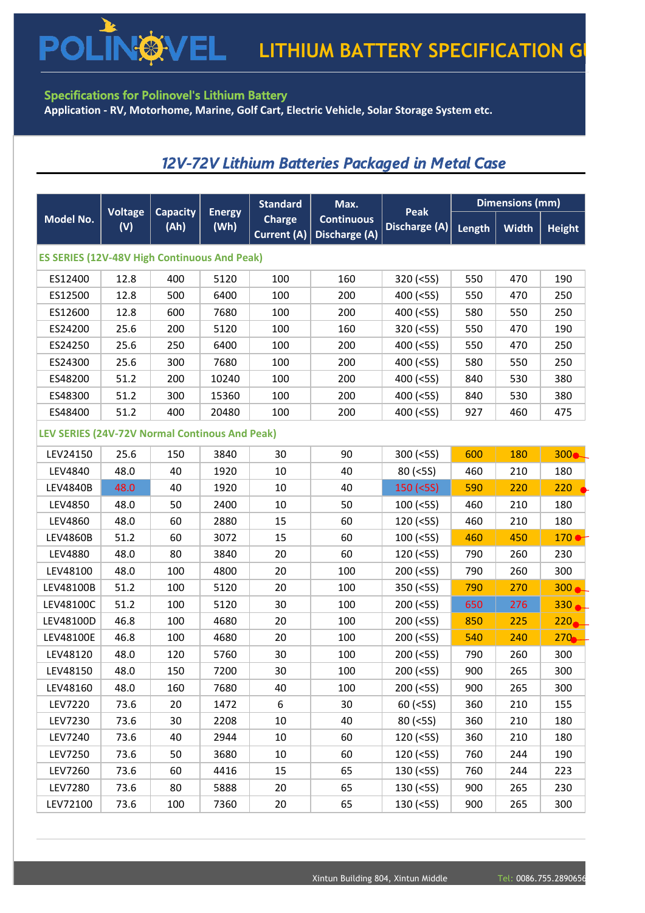# POLINOVEL LITHIUM BATTERY SPECIFICATION GI

**Specifications for Polinovel's Lithium Battery**

**Application - RV, Motorhome, Marine, Golf Cart, Electric Vehicle, Solar Storage System etc.**

## *12V-72V Lithium Batteries Packaged in Metal Case*

| Model No. | Voltage (V) | Capacity (Ah) | Energy (Wh) | Standard Charge Current (A) | Max. Continuous Discharge (A) | Peak Discharge (A) | Dimensions (mm) | | |
|---|---|---|---|---|---|---|---|---|---|
| | | | | | | | Length | Width | Height |
| **ES SERIES (12V-48V High Continuous And Peak)** | | | | | | | | | |
| ES12400 | 12.8 | 400 | 5120 | 100 | 160 | 320 (<5S) | 550 | 470 | 190 |
| ES12500 | 12.8 | 500 | 6400 | 100 | 200 | 400 (<5S) | 550 | 470 | 250 |
| ES12600 | 12.8 | 600 | 7680 | 100 | 200 | 400 (<5S) | 580 | 550 | 250 |
| ES24200 | 25.6 | 200 | 5120 | 100 | 160 | 320 (<5S) | 550 | 470 | 190 |
| ES24250 | 25.6 | 250 | 6400 | 100 | 200 | 400 (<5S) | 550 | 470 | 250 |
| ES24300 | 25.6 | 300 | 7680 | 100 | 200 | 400 (<5S) | 580 | 550 | 250 |
| ES48200 | 51.2 | 200 | 10240 | 100 | 200 | 400 (<5S) | 840 | 530 | 380 |
| ES48300 | 51.2 | 300 | 15360 | 100 | 200 | 400 (<5S) | 840 | 530 | 380 |
| ES48400 | 51.2 | 400 | 20480 | 100 | 200 | 400 (<5S) | 927 | 460 | 475 |
| **LEV SERIES (24V-72V Normal Continous And Peak)** | | | | | | | | | |
| LEV24150 | 25.6 | 150 | 3840 | 30 | 90 | 300 (<5S) | 600 | 180 | 300 |
| LEV4840 | 48.0 | 40 | 1920 | 10 | 40 | 80 (<5S) | 460 | 210 | 180 |
| LEV4840B | 48.0 | 40 | 1920 | 10 | 40 | 150 (<5S) | 590 | 220 | 220 |
| LEV4850 | 48.0 | 50 | 2400 | 10 | 50 | 100 (<5S) | 460 | 210 | 180 |
| LEV4860 | 48.0 | 60 | 2880 | 15 | 60 | 120 (<5S) | 460 | 210 | 180 |
| LEV4860B | 51.2 | 60 | 3072 | 15 | 60 | 100 (<5S) | 460 | 450 | 170 |
| LEV4880 | 48.0 | 80 | 3840 | 20 | 60 | 120 (<5S) | 790 | 260 | 230 |
| LEV48100 | 48.0 | 100 | 4800 | 20 | 100 | 200 (<5S) | 790 | 260 | 300 |
| LEV48100B | 51.2 | 100 | 5120 | 20 | 100 | 350 (<5S) | 790 | 270 | 300 |
| LEV48100C | 51.2 | 100 | 5120 | 30 | 100 | 200 (<5S) | 650 | 276 | 330 |
| LEV48100D | 46.8 | 100 | 4680 | 20 | 100 | 200 (<5S) | 850 | 225 | 220 |
| LEV48100E | 46.8 | 100 | 4680 | 20 | 100 | 200 (<5S) | 540 | 240 | 270 |
| LEV48120 | 48.0 | 120 | 5760 | 30 | 100 | 200 (<5S) | 790 | 260 | 300 |
| LEV48150 | 48.0 | 150 | 7200 | 30 | 100 | 200 (<5S) | 900 | 265 | 300 |
| LEV48160 | 48.0 | 160 | 7680 | 40 | 100 | 200 (<5S) | 900 | 265 | 300 |
| LEV7220 | 73.6 | 20 | 1472 | 6 | 30 | 60 (<5S) | 360 | 210 | 155 |
| LEV7230 | 73.6 | 30 | 2208 | 10 | 40 | 80 (<5S) | 360 | 210 | 180 |
| LEV7240 | 73.6 | 40 | 2944 | 10 | 60 | 120 (<5S) | 360 | 210 | 180 |
| LEV7250 | 73.6 | 50 | 3680 | 10 | 60 | 120 (<5S) | 760 | 244 | 190 |
| LEV7260 | 73.6 | 60 | 4416 | 15 | 65 | 130 (<5S) | 760 | 244 | 223 |
| LEV7280 | 73.6 | 80 | 5888 | 20 | 65 | 130 (<5S) | 900 | 265 | 230 |
| LEV72100 | 73.6 | 100 | 7360 | 20 | 65 | 130 (<5S) | 900 | 265 | 300 |

Xintun Building 804, Xintun Middle    Tel: 0086.755.2890656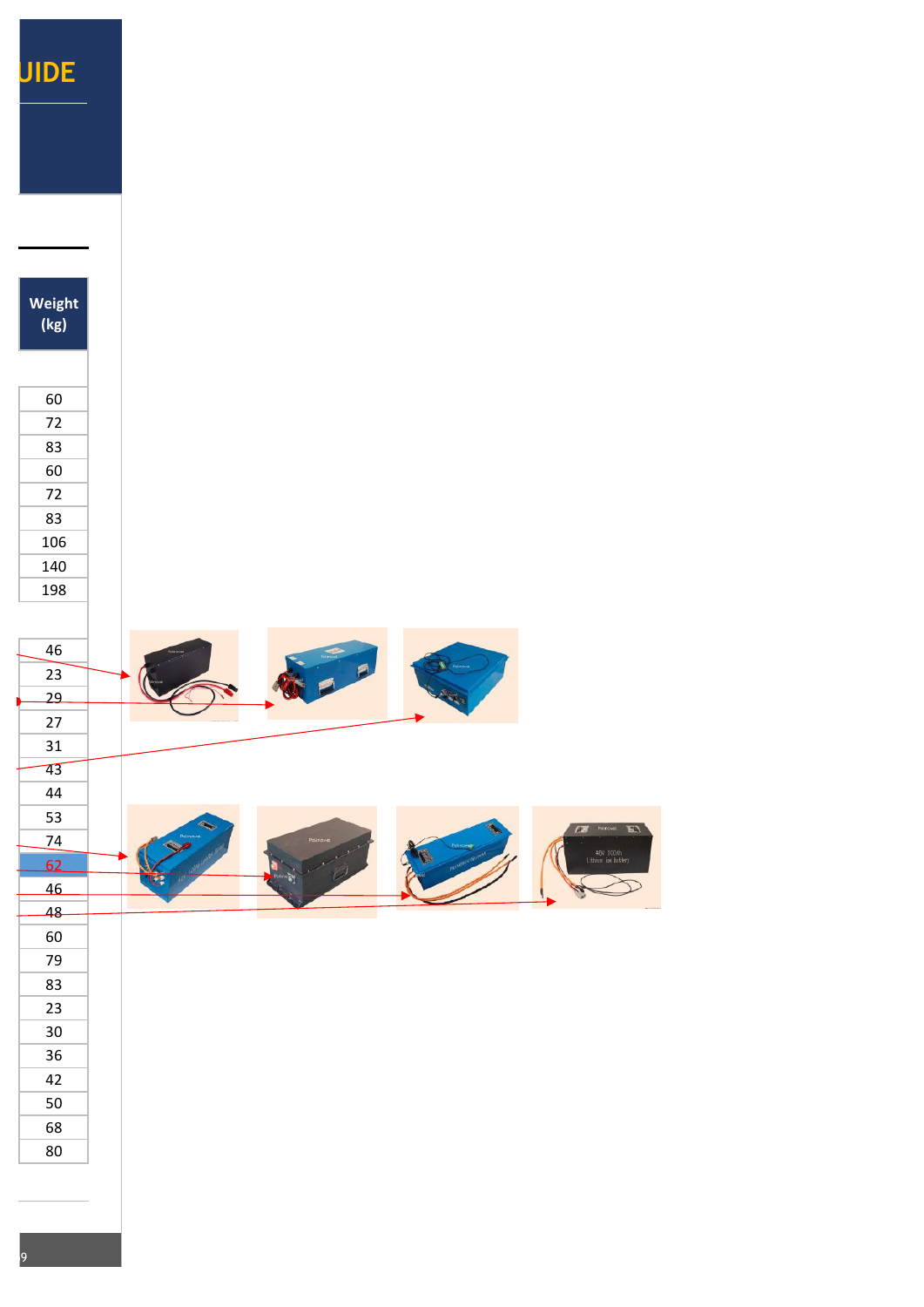UIDE

| Weight (kg) |
|---|
| |
| 60 |
| 72 |
| 83 |
| 60 |
| 72 |
| 83 |
| 106 |
| 140 |
| 198 |
| |
| 46 |
| 23 |
| 29 |
| 27 |
| 31 |
| 43 |
| 44 |
| 53 |
| 74 |
| 62 |
| 46 |
| 48 |
| 60 |
| 79 |
| 83 |
| 23 |
| 30 |
| 36 |
| 42 |
| 50 |
| 68 |
| 80 |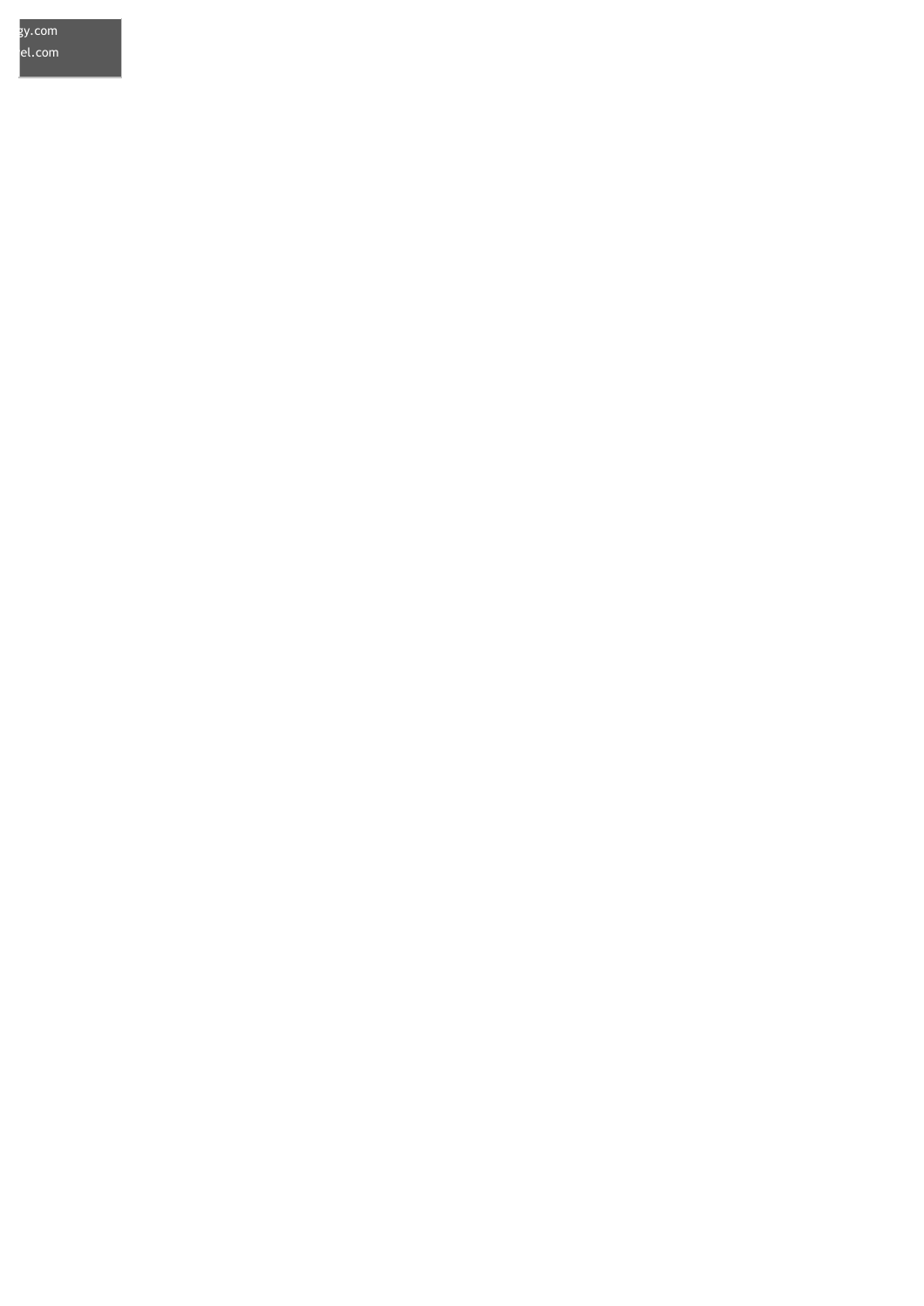gy.com
el.com